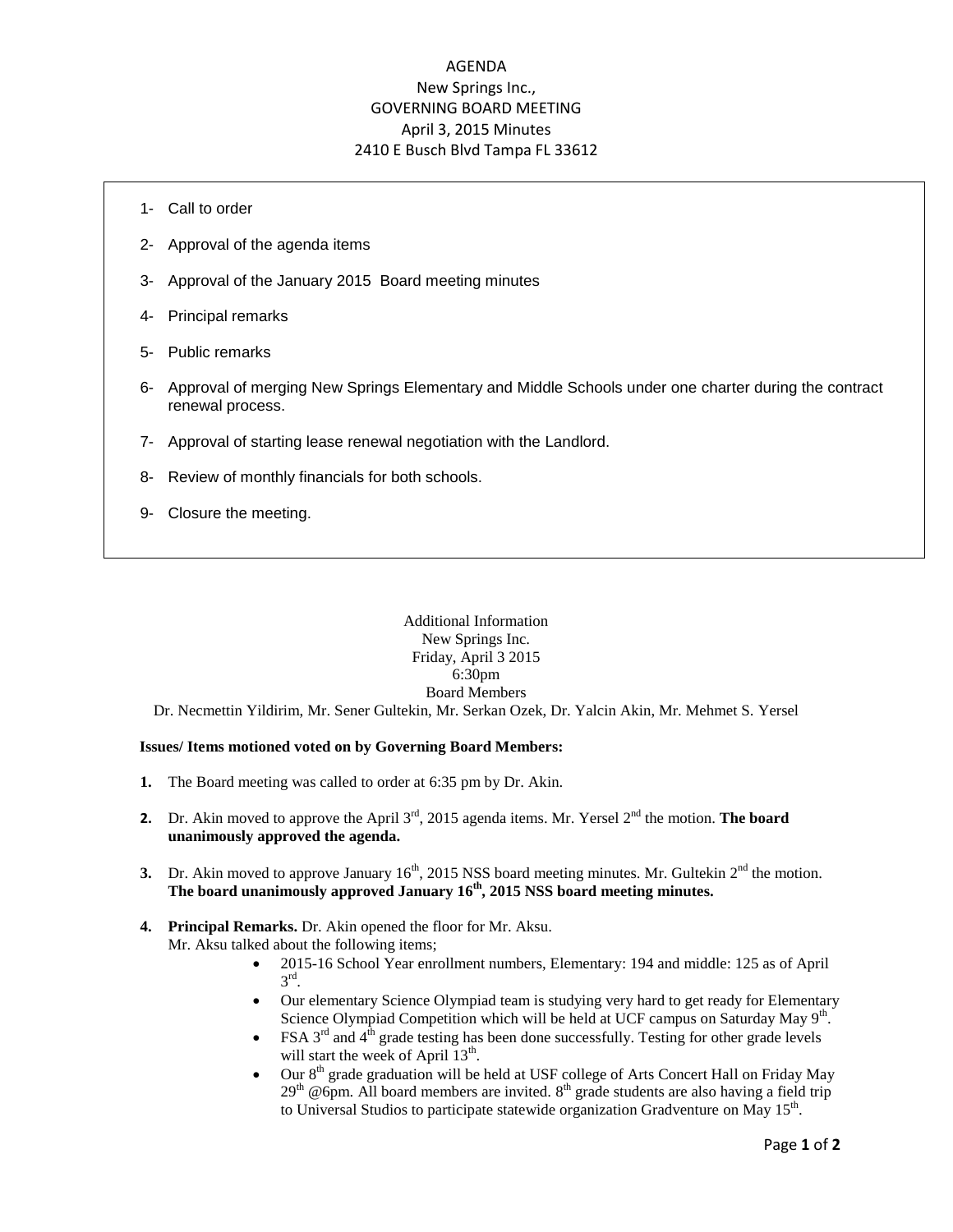# AGENDA

## New Springs Inc.,

## GOVERNING BOARD MEETING

## April 3, 2015 Minutes

## 2410 E Busch Blvd Tampa FL 33612

1- Call to order

2- Approval of the agenda items

3- Approval of the January 2015 Board meeting minutes

4- Principal remarks

5- Public remarks

6- Approval of merging New Springs Elementary and Middle Schools under one charter during the contract renewal process.

7- Approval of starting lease renewal negotiation with the Landlord.

8- Review of monthly financials for both schools.

9- Closure the meeting.

Additional Information
New Springs Inc.
Friday, April 3 2015
6:30pm
Board Members
Dr. Necmettin Yildirim, Mr. Sener Gultekin, Mr. Serkan Ozek, Dr. Yalcin Akin, Mr. Mehmet S. Yersel

**Issues/ Items motioned voted on by Governing Board Members:**

1. The Board meeting was called to order at 6:35 pm by Dr. Akin.

2. Dr. Akin moved to approve the April 3rd, 2015 agenda items. Mr. Yersel 2nd the motion. **The board unanimously approved the agenda.**

3. Dr. Akin moved to approve January 16th, 2015 NSS board meeting minutes. Mr. Gultekin 2nd the motion. **The board unanimously approved January 16th, 2015 NSS board meeting minutes.**

4. **Principal Remarks.** Dr. Akin opened the floor for Mr. Aksu.
   Mr. Aksu talked about the following items;
   - 2015-16 School Year enrollment numbers, Elementary: 194 and middle: 125 as of April 3rd.
   - Our elementary Science Olympiad team is studying very hard to get ready for Elementary Science Olympiad Competition which will be held at UCF campus on Saturday May 9th.
   - FSA 3rd and 4th grade testing has been done successfully. Testing for other grade levels will start the week of April 13th.
   - Our 8th grade graduation will be held at USF college of Arts Concert Hall on Friday May 29th @6pm. All board members are invited. 8th grade students are also having a field trip to Universal Studios to participate statewide organization Gradventure on May 15th.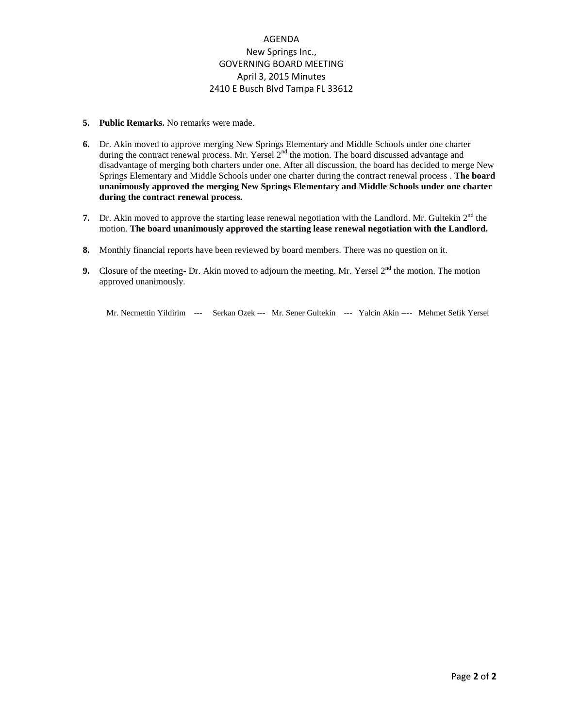AGENDA
New Springs Inc.,
GOVERNING BOARD MEETING
April 3, 2015 Minutes
2410 E Busch Blvd Tampa FL 33612

5. **Public Remarks.** No remarks were made.

6. Dr. Akin moved to approve merging New Springs Elementary and Middle Schools under one charter during the contract renewal process. Mr. Yersel 2nd the motion. The board discussed advantage and disadvantage of merging both charters under one. After all discussion, the board has decided to merge New Springs Elementary and Middle Schools under one charter during the contract renewal process . **The board unanimously approved the merging New Springs Elementary and Middle Schools under one charter during the contract renewal process.**

7. Dr. Akin moved to approve the starting lease renewal negotiation with the Landlord. Mr. Gultekin 2nd the motion. **The board unanimously approved the starting lease renewal negotiation with the Landlord.**

8. Monthly financial reports have been reviewed by board members. There was no question on it.

9. Closure of the meeting- Dr. Akin moved to adjourn the meeting. Mr. Yersel 2nd the motion. The motion approved unanimously.

Mr. Necmettin Yildirim --- Serkan Ozek --- Mr. Sener Gultekin --- Yalcin Akin ---- Mehmet Sefik Yersel